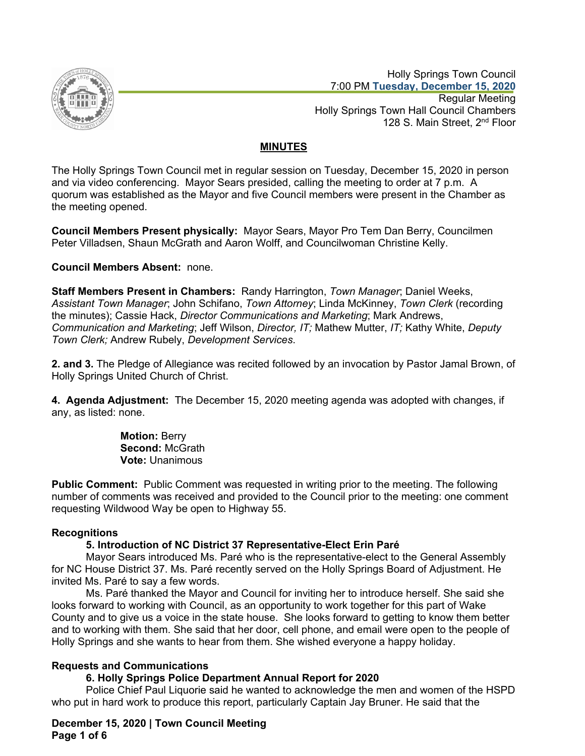Holly Springs Town Council
7:00 PM **Tuesday, December 15, 2020**
Regular Meeting
Holly Springs Town Hall Council Chambers
128 S. Main Street, 2nd Floor

## MINUTES

The Holly Springs Town Council met in regular session on Tuesday, December 15, 2020 in person and via video conferencing. Mayor Sears presided, calling the meeting to order at 7 p.m. A quorum was established as the Mayor and five Council members were present in the Chamber as the meeting opened.

**Council Members Present physically:** Mayor Sears, Mayor Pro Tem Dan Berry, Councilmen Peter Villadsen, Shaun McGrath and Aaron Wolff, and Councilwoman Christine Kelly.

**Council Members Absent:** none.

**Staff Members Present in Chambers:** Randy Harrington, *Town Manager*; Daniel Weeks, *Assistant Town Manager*; John Schifano, *Town Attorney*; Linda McKinney, *Town Clerk* (recording the minutes); Cassie Hack, *Director Communications and Marketing*; Mark Andrews, *Communication and Marketing*; Jeff Wilson, *Director, IT;* Mathew Mutter, *IT;* Kathy White, *Deputy Town Clerk;* Andrew Rubely, *Development Services*.

**2. and 3.** The Pledge of Allegiance was recited followed by an invocation by Pastor Jamal Brown, of Holly Springs United Church of Christ.

**4. Agenda Adjustment:** The December 15, 2020 meeting agenda was adopted with changes, if any, as listed: none.

> **Motion:** Berry
> **Second:** McGrath
> **Vote:** Unanimous

**Public Comment:** Public Comment was requested in writing prior to the meeting. The following number of comments was received and provided to the Council prior to the meeting: one comment requesting Wildwood Way be open to Highway 55.

**Recognitions**

**5. Introduction of NC District 37 Representative-Elect Erin Paré**

Mayor Sears introduced Ms. Paré who is the representative-elect to the General Assembly for NC House District 37. Ms. Paré recently served on the Holly Springs Board of Adjustment. He invited Ms. Paré to say a few words.

Ms. Paré thanked the Mayor and Council for inviting her to introduce herself. She said she looks forward to working with Council, as an opportunity to work together for this part of Wake County and to give us a voice in the state house. She looks forward to getting to know them better and to working with them. She said that her door, cell phone, and email were open to the people of Holly Springs and she wants to hear from them. She wished everyone a happy holiday.

**Requests and Communications**

**6. Holly Springs Police Department Annual Report for 2020**

Police Chief Paul Liquorie said he wanted to acknowledge the men and women of the HSPD who put in hard work to produce this report, particularly Captain Jay Bruner. He said that the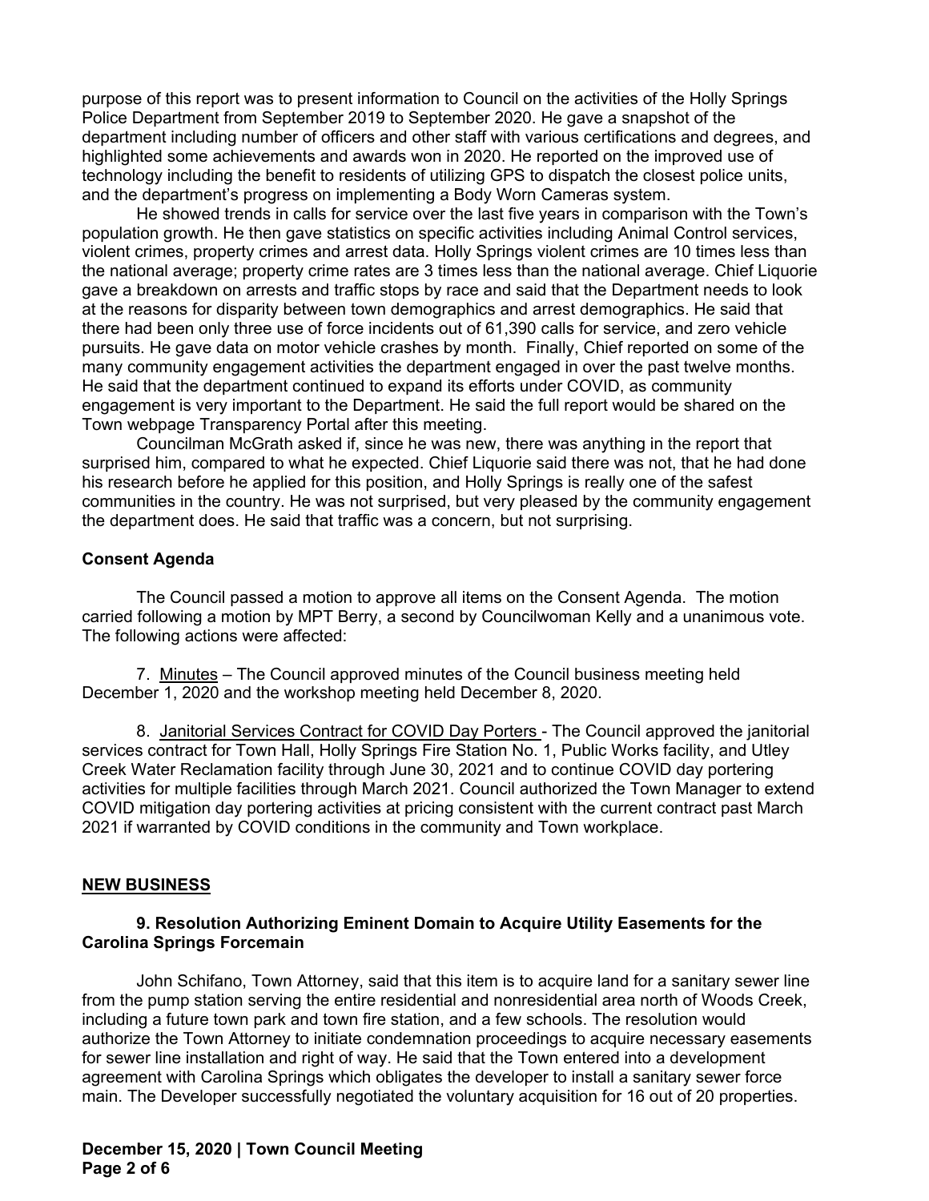purpose of this report was to present information to Council on the activities of the Holly Springs Police Department from September 2019 to September 2020. He gave a snapshot of the department including number of officers and other staff with various certifications and degrees, and highlighted some achievements and awards won in 2020. He reported on the improved use of technology including the benefit to residents of utilizing GPS to dispatch the closest police units, and the department's progress on implementing a Body Worn Cameras system.

He showed trends in calls for service over the last five years in comparison with the Town's population growth. He then gave statistics on specific activities including Animal Control services, violent crimes, property crimes and arrest data. Holly Springs violent crimes are 10 times less than the national average; property crime rates are 3 times less than the national average. Chief Liquorie gave a breakdown on arrests and traffic stops by race and said that the Department needs to look at the reasons for disparity between town demographics and arrest demographics. He said that there had been only three use of force incidents out of 61,390 calls for service, and zero vehicle pursuits. He gave data on motor vehicle crashes by month. Finally, Chief reported on some of the many community engagement activities the department engaged in over the past twelve months. He said that the department continued to expand its efforts under COVID, as community engagement is very important to the Department. He said the full report would be shared on the Town webpage Transparency Portal after this meeting.

Councilman McGrath asked if, since he was new, there was anything in the report that surprised him, compared to what he expected. Chief Liquorie said there was not, that he had done his research before he applied for this position, and Holly Springs is really one of the safest communities in the country. He was not surprised, but very pleased by the community engagement the department does. He said that traffic was a concern, but not surprising.

**Consent Agenda**

The Council passed a motion to approve all items on the Consent Agenda. The motion carried following a motion by MPT Berry, a second by Councilwoman Kelly and a unanimous vote. The following actions were affected:

7. Minutes – The Council approved minutes of the Council business meeting held December 1, 2020 and the workshop meeting held December 8, 2020.

8. Janitorial Services Contract for COVID Day Porters - The Council approved the janitorial services contract for Town Hall, Holly Springs Fire Station No. 1, Public Works facility, and Utley Creek Water Reclamation facility through June 30, 2021 and to continue COVID day portering activities for multiple facilities through March 2021. Council authorized the Town Manager to extend COVID mitigation day portering activities at pricing consistent with the current contract past March 2021 if warranted by COVID conditions in the community and Town workplace.

## NEW BUSINESS

**9. Resolution Authorizing Eminent Domain to Acquire Utility Easements for the Carolina Springs Forcemain**

John Schifano, Town Attorney, said that this item is to acquire land for a sanitary sewer line from the pump station serving the entire residential and nonresidential area north of Woods Creek, including a future town park and town fire station, and a few schools. The resolution would authorize the Town Attorney to initiate condemnation proceedings to acquire necessary easements for sewer line installation and right of way. He said that the Town entered into a development agreement with Carolina Springs which obligates the developer to install a sanitary sewer force main. The Developer successfully negotiated the voluntary acquisition for 16 out of 20 properties.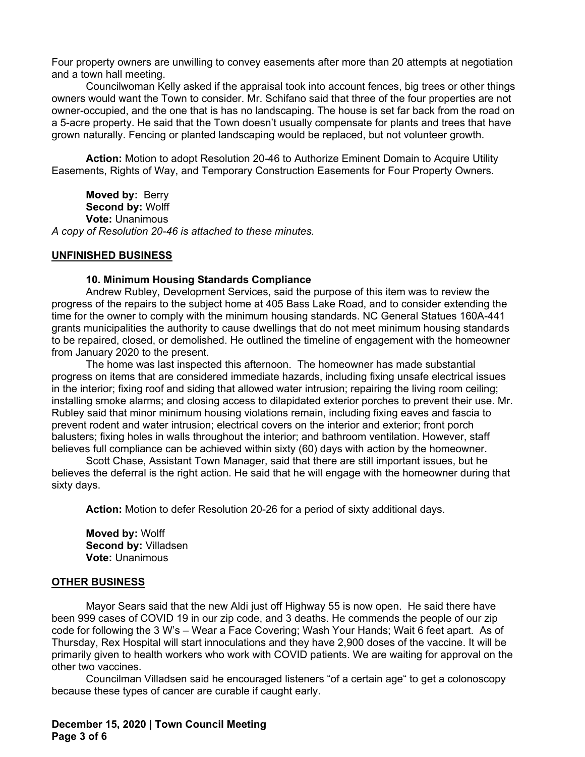Four property owners are unwilling to convey easements after more than 20 attempts at negotiation and a town hall meeting.

Councilwoman Kelly asked if the appraisal took into account fences, big trees or other things owners would want the Town to consider. Mr. Schifano said that three of the four properties are not owner-occupied, and the one that is has no landscaping. The house is set far back from the road on a 5-acre property. He said that the Town doesn't usually compensate for plants and trees that have grown naturally. Fencing or planted landscaping would be replaced, but not volunteer growth.

**Action:** Motion to adopt Resolution 20-46 to Authorize Eminent Domain to Acquire Utility Easements, Rights of Way, and Temporary Construction Easements for Four Property Owners.

**Moved by:** Berry
**Second by:** Wolff
**Vote:** Unanimous
*A copy of Resolution 20-46 is attached to these minutes.*

## UNFINISHED BUSINESS

### 10. Minimum Housing Standards Compliance

Andrew Rubley, Development Services, said the purpose of this item was to review the progress of the repairs to the subject home at 405 Bass Lake Road, and to consider extending the time for the owner to comply with the minimum housing standards. NC General Statues 160A-441 grants municipalities the authority to cause dwellings that do not meet minimum housing standards to be repaired, closed, or demolished. He outlined the timeline of engagement with the homeowner from January 2020 to the present.

The home was last inspected this afternoon. The homeowner has made substantial progress on items that are considered immediate hazards, including fixing unsafe electrical issues in the interior; fixing roof and siding that allowed water intrusion; repairing the living room ceiling; installing smoke alarms; and closing access to dilapidated exterior porches to prevent their use. Mr. Rubley said that minor minimum housing violations remain, including fixing eaves and fascia to prevent rodent and water intrusion; electrical covers on the interior and exterior; front porch balusters; fixing holes in walls throughout the interior; and bathroom ventilation. However, staff believes full compliance can be achieved within sixty (60) days with action by the homeowner.

Scott Chase, Assistant Town Manager, said that there are still important issues, but he believes the deferral is the right action. He said that he will engage with the homeowner during that sixty days.

**Action:** Motion to defer Resolution 20-26 for a period of sixty additional days.

**Moved by:** Wolff
**Second by:** Villadsen
**Vote:** Unanimous

## OTHER BUSINESS

Mayor Sears said that the new Aldi just off Highway 55 is now open. He said there have been 999 cases of COVID 19 in our zip code, and 3 deaths. He commends the people of our zip code for following the 3 W's – Wear a Face Covering; Wash Your Hands; Wait 6 feet apart. As of Thursday, Rex Hospital will start innoculations and they have 2,900 doses of the vaccine. It will be primarily given to health workers who work with COVID patients. We are waiting for approval on the other two vaccines.

Councilman Villadsen said he encouraged listeners "of a certain age" to get a colonoscopy because these types of cancer are curable if caught early.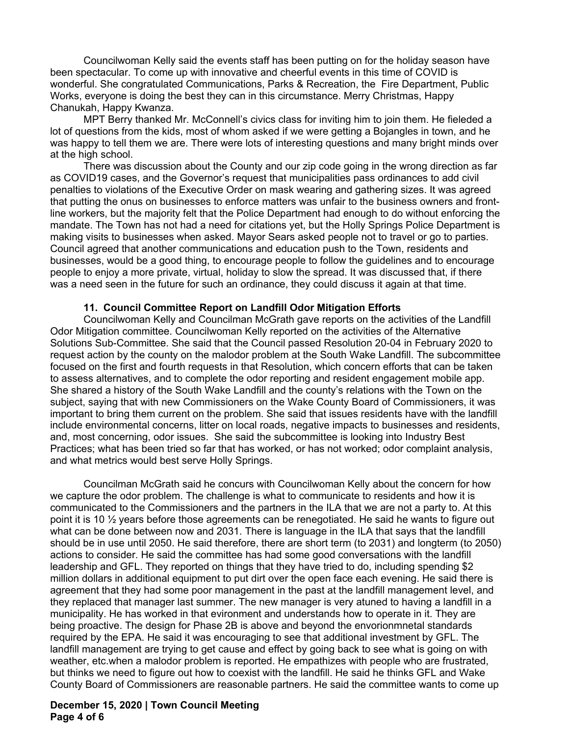Councilwoman Kelly said the events staff has been putting on for the holiday season have been spectacular. To come up with innovative and cheerful events in this time of COVID is wonderful. She congratulated Communications, Parks & Recreation, the Fire Department, Public Works, everyone is doing the best they can in this circumstance. Merry Christmas, Happy Chanukah, Happy Kwanza.

MPT Berry thanked Mr. McConnell's civics class for inviting him to join them. He fieleded a lot of questions from the kids, most of whom asked if we were getting a Bojangles in town, and he was happy to tell them we are. There were lots of interesting questions and many bright minds over at the high school.

There was discussion about the County and our zip code going in the wrong direction as far as COVID19 cases, and the Governor's request that municipalities pass ordinances to add civil penalties to violations of the Executive Order on mask wearing and gathering sizes. It was agreed that putting the onus on businesses to enforce matters was unfair to the business owners and front-line workers, but the majority felt that the Police Department had enough to do without enforcing the mandate. The Town has not had a need for citations yet, but the Holly Springs Police Department is making visits to businesses when asked. Mayor Sears asked people not to travel or go to parties. Council agreed that another communications and education push to the Town, residents and businesses, would be a good thing, to encourage people to follow the guidelines and to encourage people to enjoy a more private, virtual, holiday to slow the spread. It was discussed that, if there was a need seen in the future for such an ordinance, they could discuss it again at that time.

**11. Council Committee Report on Landfill Odor Mitigation Efforts**

Councilwoman Kelly and Councilman McGrath gave reports on the activities of the Landfill Odor Mitigation committee. Councilwoman Kelly reported on the activities of the Alternative Solutions Sub-Committee. She said that the Council passed Resolution 20-04 in February 2020 to request action by the county on the malodor problem at the South Wake Landfill. The subcommittee focused on the first and fourth requests in that Resolution, which concern efforts that can be taken to assess alternatives, and to complete the odor reporting and resident engagement mobile app. She shared a history of the South Wake Landfill and the county's relations with the Town on the subject, saying that with new Commissioners on the Wake County Board of Commissioners, it was important to bring them current on the problem. She said that issues residents have with the landfill include environmental concerns, litter on local roads, negative impacts to businesses and residents, and, most concerning, odor issues. She said the subcommittee is looking into Industry Best Practices; what has been tried so far that has worked, or has not worked; odor complaint analysis, and what metrics would best serve Holly Springs.

Councilman McGrath said he concurs with Councilwoman Kelly about the concern for how we capture the odor problem. The challenge is what to communicate to residents and how it is communicated to the Commissioners and the partners in the ILA that we are not a party to. At this point it is 10 ½ years before those agreements can be renegotiated. He said he wants to figure out what can be done between now and 2031. There is language in the ILA that says that the landfill should be in use until 2050. He said therefore, there are short term (to 2031) and longterm (to 2050) actions to consider. He said the committee has had some good conversations with the landfill leadership and GFL. They reported on things that they have tried to do, including spending $2 million dollars in additional equipment to put dirt over the open face each evening. He said there is agreement that they had some poor management in the past at the landfill management level, and they replaced that manager last summer. The new manager is very atuned to having a landfill in a municipality. He has worked in that evironment and understands how to operate in it. They are being proactive. The design for Phase 2B is above and beyond the envorionmnetal standards required by the EPA. He said it was encouraging to see that additional investment by GFL. The landfill management are trying to get cause and effect by going back to see what is going on with weather, etc.when a malodor problem is reported. He empathizes with people who are frustrated, but thinks we need to figure out how to coexist with the landfill. He said he thinks GFL and Wake County Board of Commissioners are reasonable partners. He said the committee wants to come up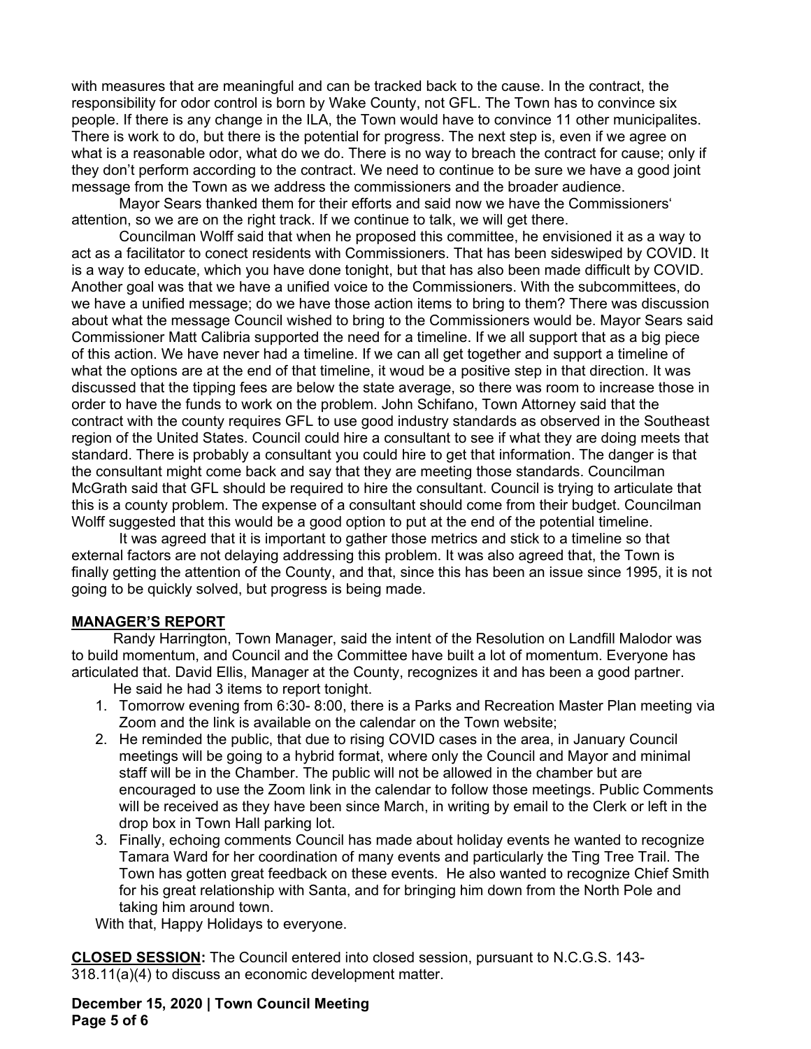with measures that are meaningful and can be tracked back to the cause. In the contract, the responsibility for odor control is born by Wake County, not GFL. The Town has to convince six people. If there is any change in the ILA, the Town would have to convince 11 other municipalites. There is work to do, but there is the potential for progress. The next step is, even if we agree on what is a reasonable odor, what do we do. There is no way to breach the contract for cause; only if they don't perform according to the contract. We need to continue to be sure we have a good joint message from the Town as we address the commissioners and the broader audience.

Mayor Sears thanked them for their efforts and said now we have the Commissioners' attention, so we are on the right track. If we continue to talk, we will get there.

Councilman Wolff said that when he proposed this committee, he envisioned it as a way to act as a facilitator to conect residents with Commissioners. That has been sideswiped by COVID. It is a way to educate, which you have done tonight, but that has also been made difficult by COVID. Another goal was that we have a unified voice to the Commissioners. With the subcommittees, do we have a unified message; do we have those action items to bring to them? There was discussion about what the message Council wished to bring to the Commissioners would be. Mayor Sears said Commissioner Matt Calibria supported the need for a timeline. If we all support that as a big piece of this action. We have never had a timeline. If we can all get together and support a timeline of what the options are at the end of that timeline, it woud be a positive step in that direction. It was discussed that the tipping fees are below the state average, so there was room to increase those in order to have the funds to work on the problem. John Schifano, Town Attorney said that the contract with the county requires GFL to use good industry standards as observed in the Southeast region of the United States. Council could hire a consultant to see if what they are doing meets that standard. There is probably a consultant you could hire to get that information. The danger is that the consultant might come back and say that they are meeting those standards. Councilman McGrath said that GFL should be required to hire the consultant. Council is trying to articulate that this is a county problem. The expense of a consultant should come from their budget. Councilman Wolff suggested that this would be a good option to put at the end of the potential timeline.

It was agreed that it is important to gather those metrics and stick to a timeline so that external factors are not delaying addressing this problem. It was also agreed that, the Town is finally getting the attention of the County, and that, since this has been an issue since 1995, it is not going to be quickly solved, but progress is being made.

**MANAGER'S REPORT**

Randy Harrington, Town Manager, said the intent of the Resolution on Landfill Malodor was to build momentum, and Council and the Committee have built a lot of momentum. Everyone has articulated that. David Ellis, Manager at the County, recognizes it and has been a good partner.

He said he had 3 items to report tonight.

1. Tomorrow evening from 6:30- 8:00, there is a Parks and Recreation Master Plan meeting via Zoom and the link is available on the calendar on the Town website;
2. He reminded the public, that due to rising COVID cases in the area, in January Council meetings will be going to a hybrid format, where only the Council and Mayor and minimal staff will be in the Chamber. The public will not be allowed in the chamber but are encouraged to use the Zoom link in the calendar to follow those meetings. Public Comments will be received as they have been since March, in writing by email to the Clerk or left in the drop box in Town Hall parking lot.
3. Finally, echoing comments Council has made about holiday events he wanted to recognize Tamara Ward for her coordination of many events and particularly the Ting Tree Trail. The Town has gotten great feedback on these events. He also wanted to recognize Chief Smith for his great relationship with Santa, and for bringing him down from the North Pole and taking him around town.

With that, Happy Holidays to everyone.

**CLOSED SESSION:** The Council entered into closed session, pursuant to N.C.G.S. 143-318.11(a)(4) to discuss an economic development matter.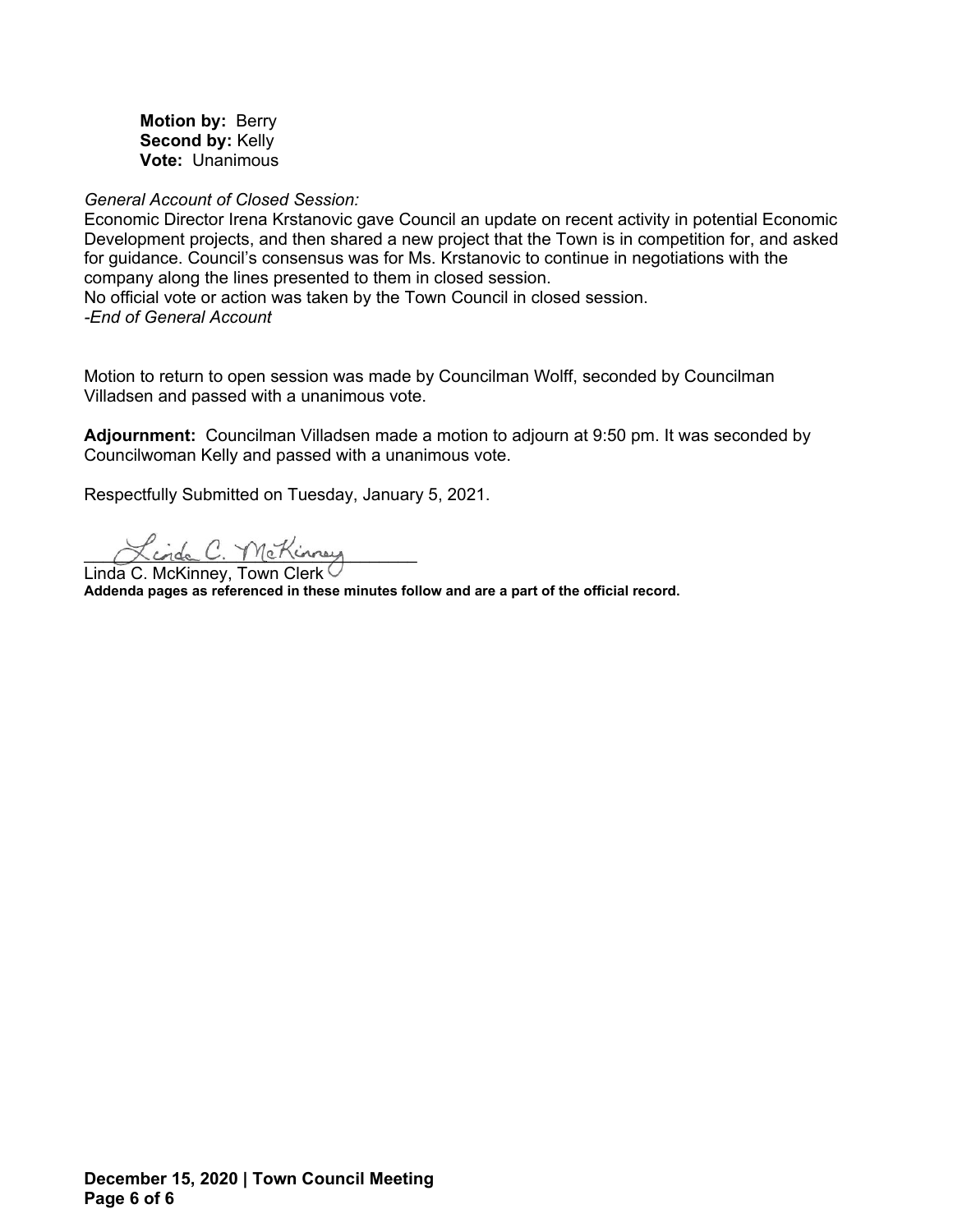**Motion by:** Berry
**Second by:** Kelly
**Vote:** Unanimous

*General Account of Closed Session:*
Economic Director Irena Krstanovic gave Council an update on recent activity in potential Economic Development projects, and then shared a new project that the Town is in competition for, and asked for guidance. Council's consensus was for Ms. Krstanovic to continue in negotiations with the company along the lines presented to them in closed session.
No official vote or action was taken by the Town Council in closed session.
*-End of General Account*

Motion to return to open session was made by Councilman Wolff, seconded by Councilman Villadsen and passed with a unanimous vote.

**Adjournment:** Councilman Villadsen made a motion to adjourn at 9:50 pm. It was seconded by Councilwoman Kelly and passed with a unanimous vote.

Respectfully Submitted on Tuesday, January 5, 2021.

Linda C. McKinney

Linda C. McKinney, Town Clerk
**Addenda pages as referenced in these minutes follow and are a part of the official record.**